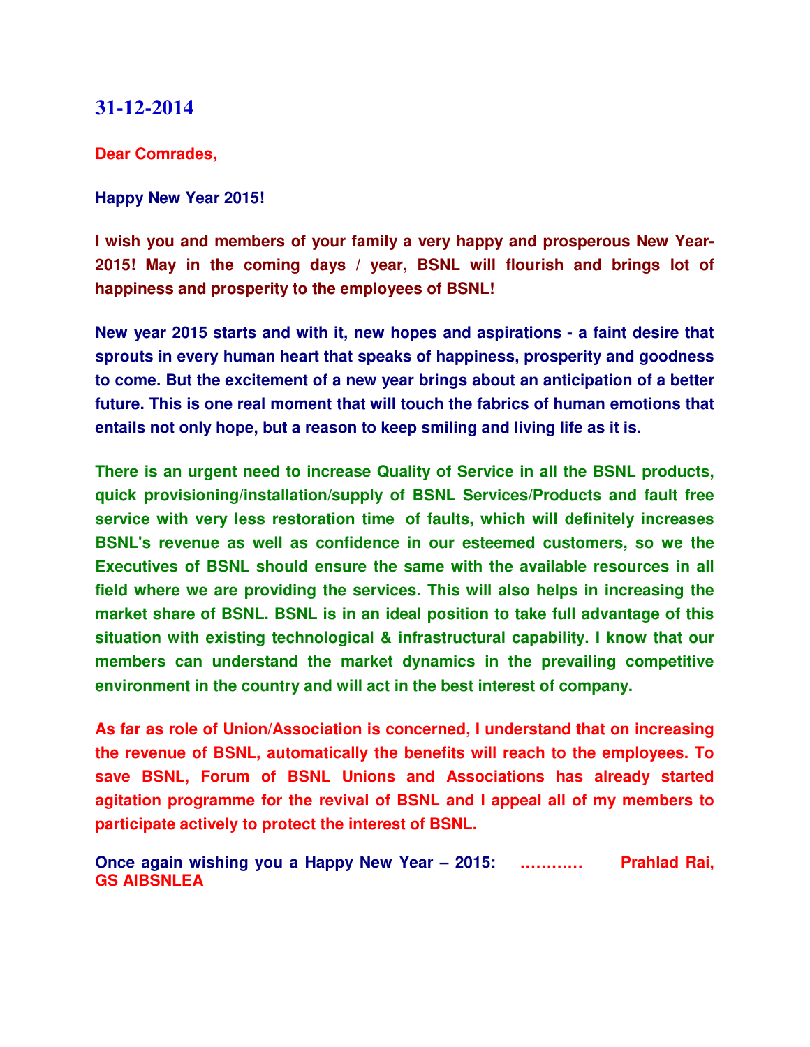## 31-12-2014

**Dear Comrades,**

**Happy New Year 2015!**

**I wish you and members of your family a very happy and prosperous New Year-2015! May in the coming days / year, BSNL will flourish and brings lot of happiness and prosperity to the employees of BSNL!**

**New year 2015 starts and with it, new hopes and aspirations - a faint desire that sprouts in every human heart that speaks of happiness, prosperity and goodness to come. But the excitement of a new year brings about an anticipation of a better future. This is one real moment that will touch the fabrics of human emotions that entails not only hope, but a reason to keep smiling and living life as it is.**

**There is an urgent need to increase Quality of Service in all the BSNL products, quick provisioning/installation/supply of BSNL Services/Products and fault free service with very less restoration time of faults, which will definitely increases BSNL's revenue as well as confidence in our esteemed customers, so we the Executives of BSNL should ensure the same with the available resources in all field where we are providing the services. This will also helps in increasing the market share of BSNL. BSNL is in an ideal position to take full advantage of this situation with existing technological & infrastructural capability. I know that our members can understand the market dynamics in the prevailing competitive environment in the country and will act in the best interest of company.**

**As far as role of Union/Association is concerned, I understand that on increasing the revenue of BSNL, automatically the benefits will reach to the employees. To save BSNL, Forum of BSNL Unions and Associations has already started agitation programme for the revival of BSNL and I appeal all of my members to participate actively to protect the interest of BSNL.**

**Once again wishing you a Happy New Year – 2015: ………… Prahlad Rai, GS AIBSNLEA**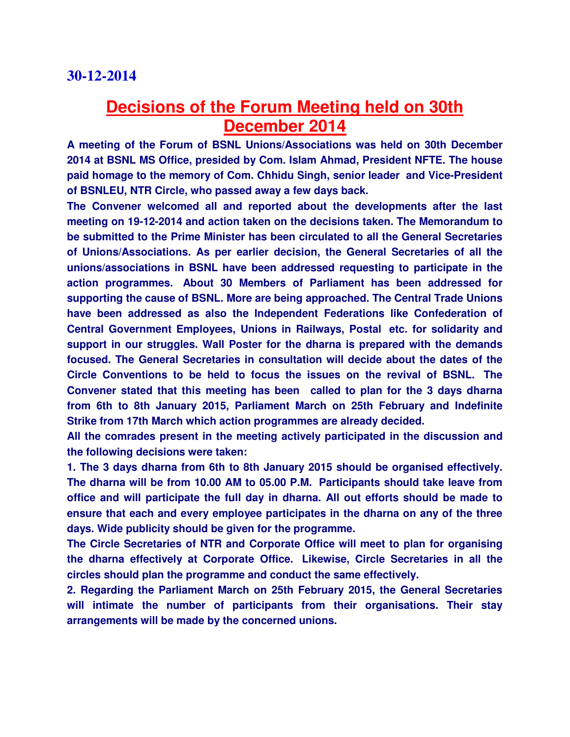**30-12-2014**

# Decisions of the Forum Meeting held on 30th December 2014

**A meeting of the Forum of BSNL Unions/Associations was held on 30th December 2014 at BSNL MS Office, presided by Com. Islam Ahmad, President NFTE. The house paid homage to the memory of Com. Chhidu Singh, senior leader and Vice-President of BSNLEU, NTR Circle, who passed away a few days back.**

**The Convener welcomed all and reported about the developments after the last meeting on 19-12-2014 and action taken on the decisions taken. The Memorandum to be submitted to the Prime Minister has been circulated to all the General Secretaries of Unions/Associations. As per earlier decision, the General Secretaries of all the unions/associations in BSNL have been addressed requesting to participate in the action programmes. About 30 Members of Parliament has been addressed for supporting the cause of BSNL. More are being approached. The Central Trade Unions have been addressed as also the Independent Federations like Confederation of Central Government Employees, Unions in Railways, Postal etc. for solidarity and support in our struggles. Wall Poster for the dharna is prepared with the demands focused. The General Secretaries in consultation will decide about the dates of the Circle Conventions to be held to focus the issues on the revival of BSNL. The Convener stated that this meeting has been called to plan for the 3 days dharna from 6th to 8th January 2015, Parliament March on 25th February and Indefinite Strike from 17th March which action programmes are already decided.**

**All the comrades present in the meeting actively participated in the discussion and the following decisions were taken:**

**1. The 3 days dharna from 6th to 8th January 2015 should be organised effectively. The dharna will be from 10.00 AM to 05.00 P.M. Participants should take leave from office and will participate the full day in dharna. All out efforts should be made to ensure that each and every employee participates in the dharna on any of the three days. Wide publicity should be given for the programme.**

**The Circle Secretaries of NTR and Corporate Office will meet to plan for organising the dharna effectively at Corporate Office. Likewise, Circle Secretaries in all the circles should plan the programme and conduct the same effectively.**

**2. Regarding the Parliament March on 25th February 2015, the General Secretaries will intimate the number of participants from their organisations. Their stay arrangements will be made by the concerned unions.**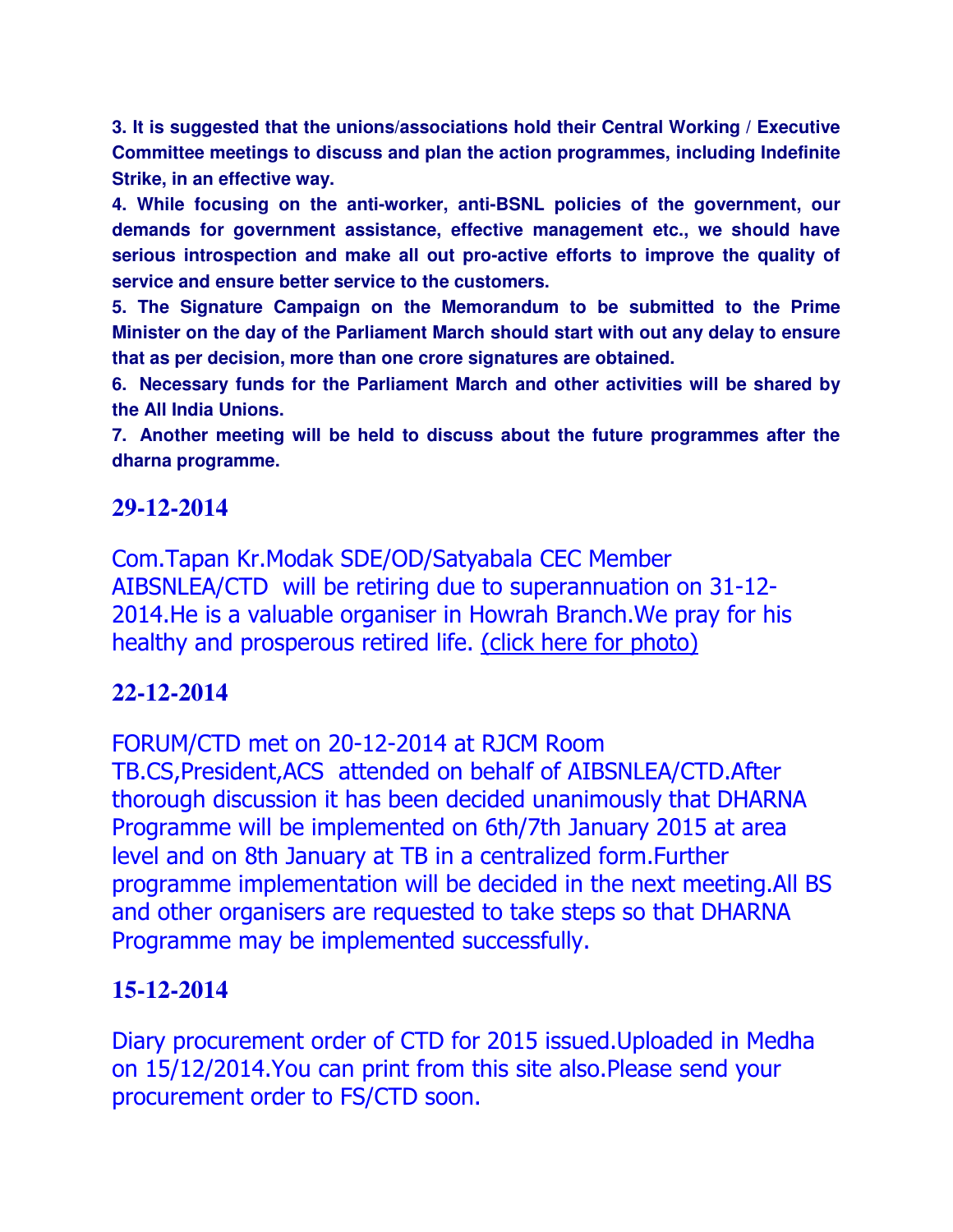**3. It is suggested that the unions/associations hold their Central Working / Executive Committee meetings to discuss and plan the action programmes, including Indefinite Strike, in an effective way.**

**4. While focusing on the anti-worker, anti-BSNL policies of the government, our demands for government assistance, effective management etc., we should have serious introspection and make all out pro-active efforts to improve the quality of service and ensure better service to the customers.**

**5. The Signature Campaign on the Memorandum to be submitted to the Prime Minister on the day of the Parliament March should start with out any delay to ensure that as per decision, more than one crore signatures are obtained.**

**6. Necessary funds for the Parliament March and other activities will be shared by the All India Unions.**

**7. Another meeting will be held to discuss about the future programmes after the dharna programme.**

## 29-12-2014

Com.Tapan Kr.Modak SDE/OD/Satyabala CEC Member AIBSNLEA/CTD will be retiring due to superannuation on 31-12-2014.He is a valuable organiser in Howrah Branch.We pray for his healthy and prosperous retired life. (click here for photo)

## 22-12-2014

FORUM/CTD met on 20-12-2014 at RJCM Room TB.CS,President,ACS attended on behalf of AIBSNLEA/CTD.After thorough discussion it has been decided unanimously that DHARNA Programme will be implemented on 6th/7th January 2015 at area level and on 8th January at TB in a centralized form.Further programme implementation will be decided in the next meeting.All BS and other organisers are requested to take steps so that DHARNA Programme may be implemented successfully.

## 15-12-2014

Diary procurement order of CTD for 2015 issued.Uploaded in Medha on 15/12/2014.You can print from this site also.Please send your procurement order to FS/CTD soon.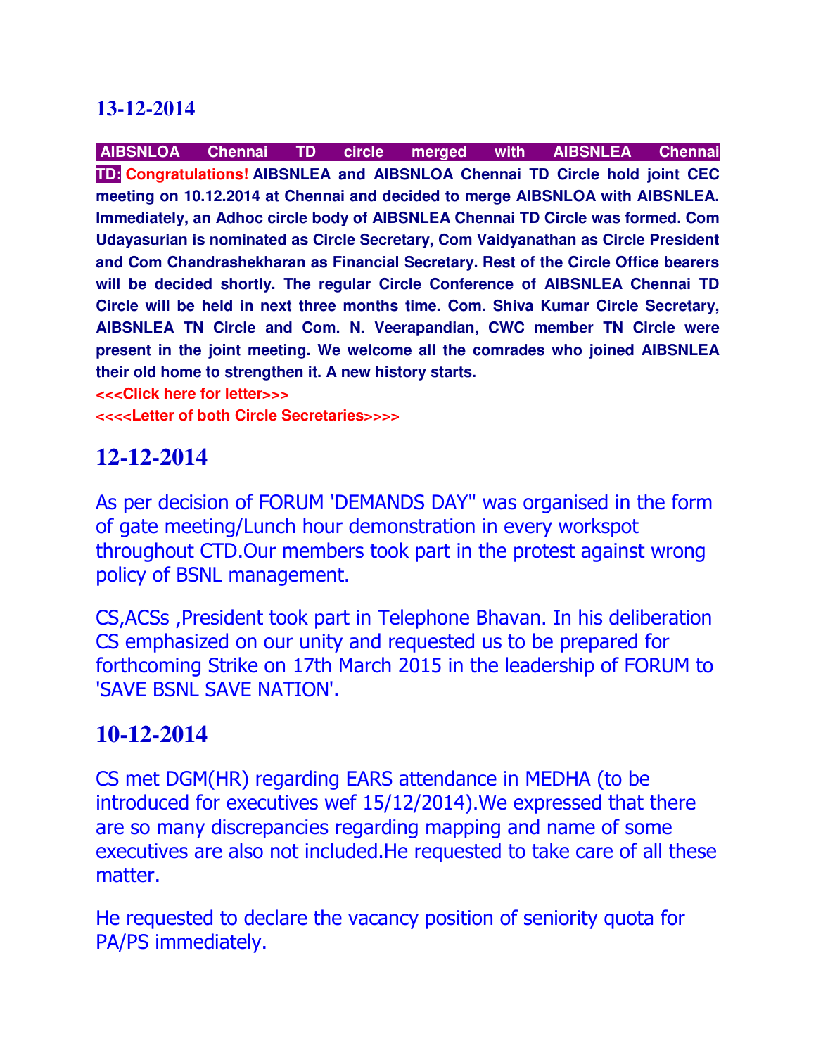## 13-12-2014

**AIBSNLOA Chennai TD circle merged with AIBSNLEA Chennai TD: Congratulations! AIBSNLEA and AIBSNLOA Chennai TD Circle hold joint CEC meeting on 10.12.2014 at Chennai and decided to merge AIBSNLOA with AIBSNLEA. Immediately, an Adhoc circle body of AIBSNLEA Chennai TD Circle was formed. Com Udayasurian is nominated as Circle Secretary, Com Vaidyanathan as Circle President and Com Chandrashekharan as Financial Secretary. Rest of the Circle Office bearers will be decided shortly. The regular Circle Conference of AIBSNLEA Chennai TD Circle will be held in next three months time. Com. Shiva Kumar Circle Secretary, AIBSNLEA TN Circle and Com. N. Veerapandian, CWC member TN Circle were present in the joint meeting. We welcome all the comrades who joined AIBSNLEA their old home to strengthen it. A new history starts.**

**<<<Click here for letter>>>**

**<<<<Letter of both Circle Secretaries>>>>**

## 12-12-2014

As per decision of FORUM 'DEMANDS DAY" was organised in the form of gate meeting/Lunch hour demonstration in every workspot throughout CTD.Our members took part in the protest against wrong policy of BSNL management.

CS,ACSs ,President took part in Telephone Bhavan. In his deliberation CS emphasized on our unity and requested us to be prepared for forthcoming Strike on 17th March 2015 in the leadership of FORUM to 'SAVE BSNL SAVE NATION'.

## 10-12-2014

CS met DGM(HR) regarding EARS attendance in MEDHA (to be introduced for executives wef 15/12/2014).We expressed that there are so many discrepancies regarding mapping and name of some executives are also not included.He requested to take care of all these matter.

He requested to declare the vacancy position of seniority quota for PA/PS immediately.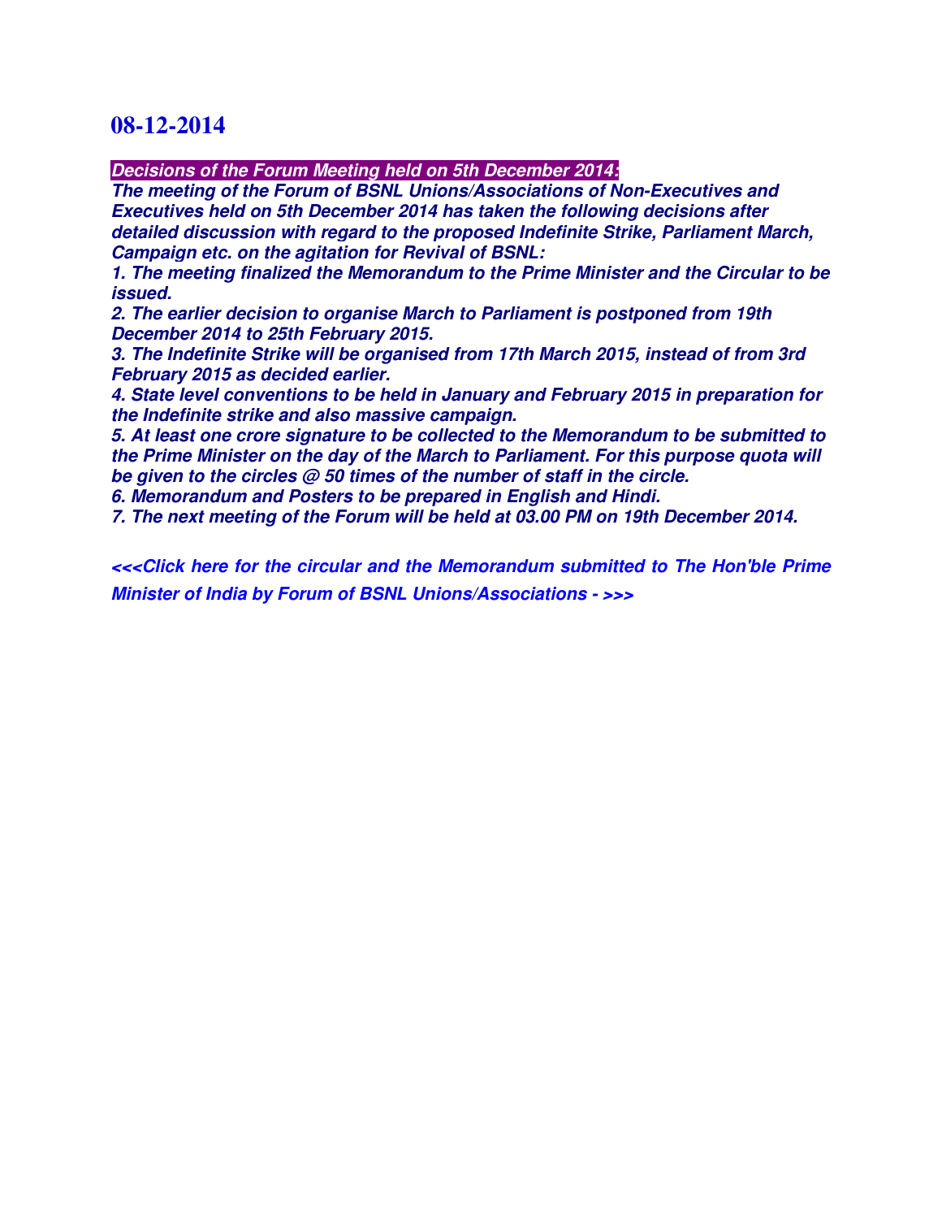## 08-12-2014

***Decisions of the Forum Meeting held on 5th December 2014:***

***The meeting of the Forum of BSNL Unions/Associations of Non-Executives and Executives held on 5th December 2014 has taken the following decisions after detailed discussion with regard to the proposed Indefinite Strike, Parliament March, Campaign etc. on the agitation for Revival of BSNL:***

***1. The meeting finalized the Memorandum to the Prime Minister and the Circular to be issued.***

***2. The earlier decision to organise March to Parliament is postponed from 19th December 2014 to 25th February 2015.***

***3. The Indefinite Strike will be organised from 17th March 2015, instead of from 3rd February 2015 as decided earlier.***

***4. State level conventions to be held in January and February 2015 in preparation for the Indefinite strike and also massive campaign.***

***5. At least one crore signature to be collected to the Memorandum to be submitted to the Prime Minister on the day of the March to Parliament. For this purpose quota will be given to the circles @ 50 times of the number of staff in the circle.***

***6. Memorandum and Posters to be prepared in English and Hindi.***

***7. The next meeting of the Forum will be held at 03.00 PM on 19th December 2014.***

***<<<Click here for the circular and the Memorandum submitted to The Hon'ble Prime Minister of India by Forum of BSNL Unions/Associations - >>>***